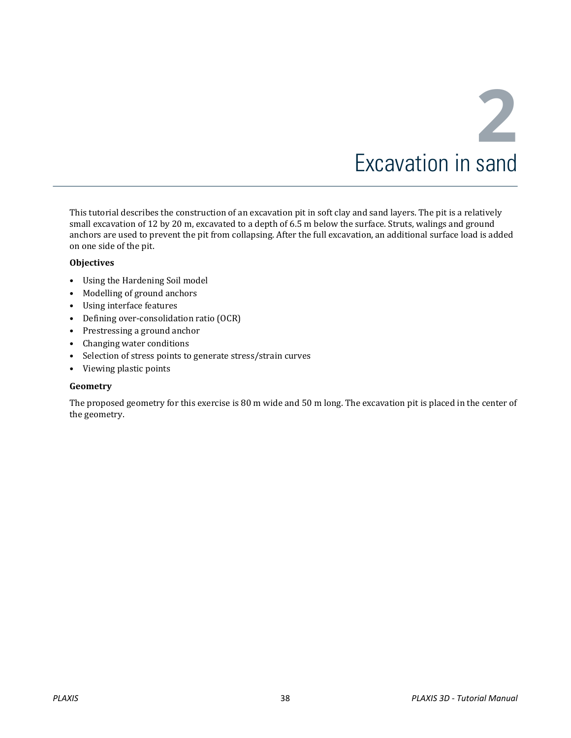# 2 Excavation in sand

This tutorial describes the construction of an excavation pit in soft clay and sand layers. The pit is a relatively small excavation of 12 by 20 m, excavated to a depth of 6.5 m below the surface. Struts, walings and ground anchors are used to prevent the pit from collapsing. After the full excavation, an additional surface load is added on one side of the pit.

**Objectives**

- Using the Hardening Soil model
- Modelling of ground anchors
- Using interface features
- Defining over-consolidation ratio (OCR)
- Prestressing a ground anchor
- Changing water conditions
- Selection of stress points to generate stress/strain curves
- Viewing plastic points

**Geometry**

The proposed geometry for this exercise is 80 m wide and 50 m long. The excavation pit is placed in the center of the geometry.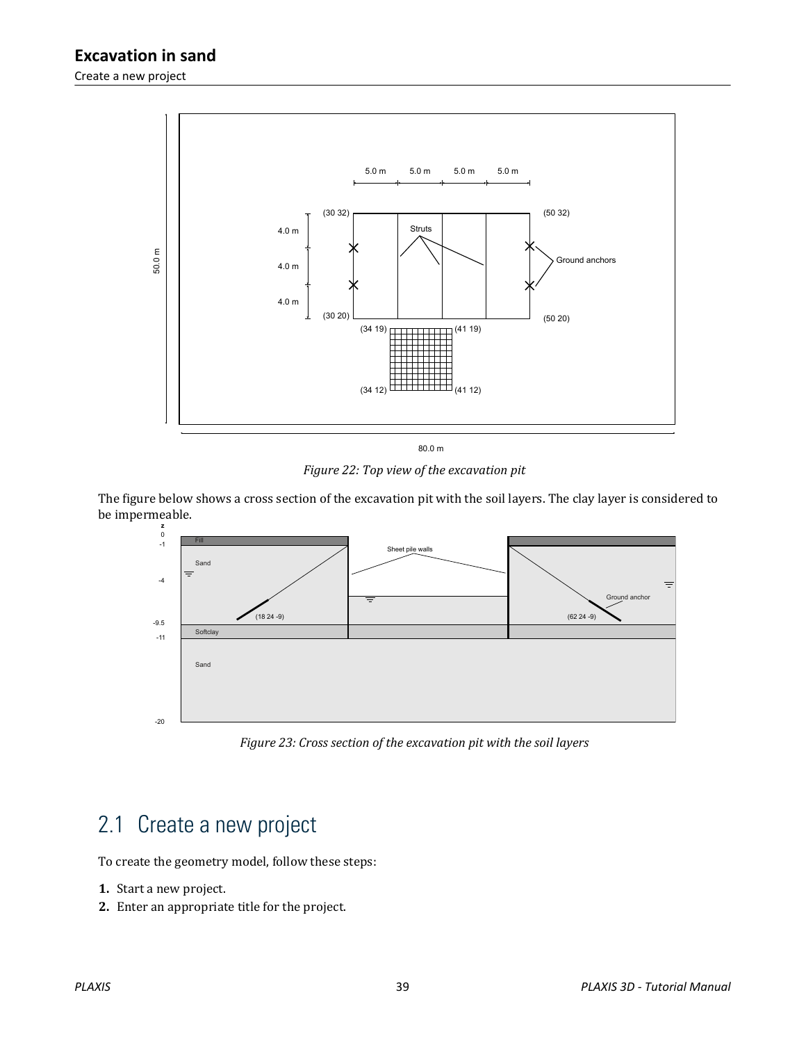Figure 22: Top view of the excavation pit

The figure below shows a cross section of the excavation pit with the soil layers. The clay layer is considered to be impermeable.

Figure 23: Cross section of the excavation pit with the soil layers

## 2.1 Create a new project

To create the geometry model, follow these steps:

1. Start a new project.
2. Enter an appropriate title for the project.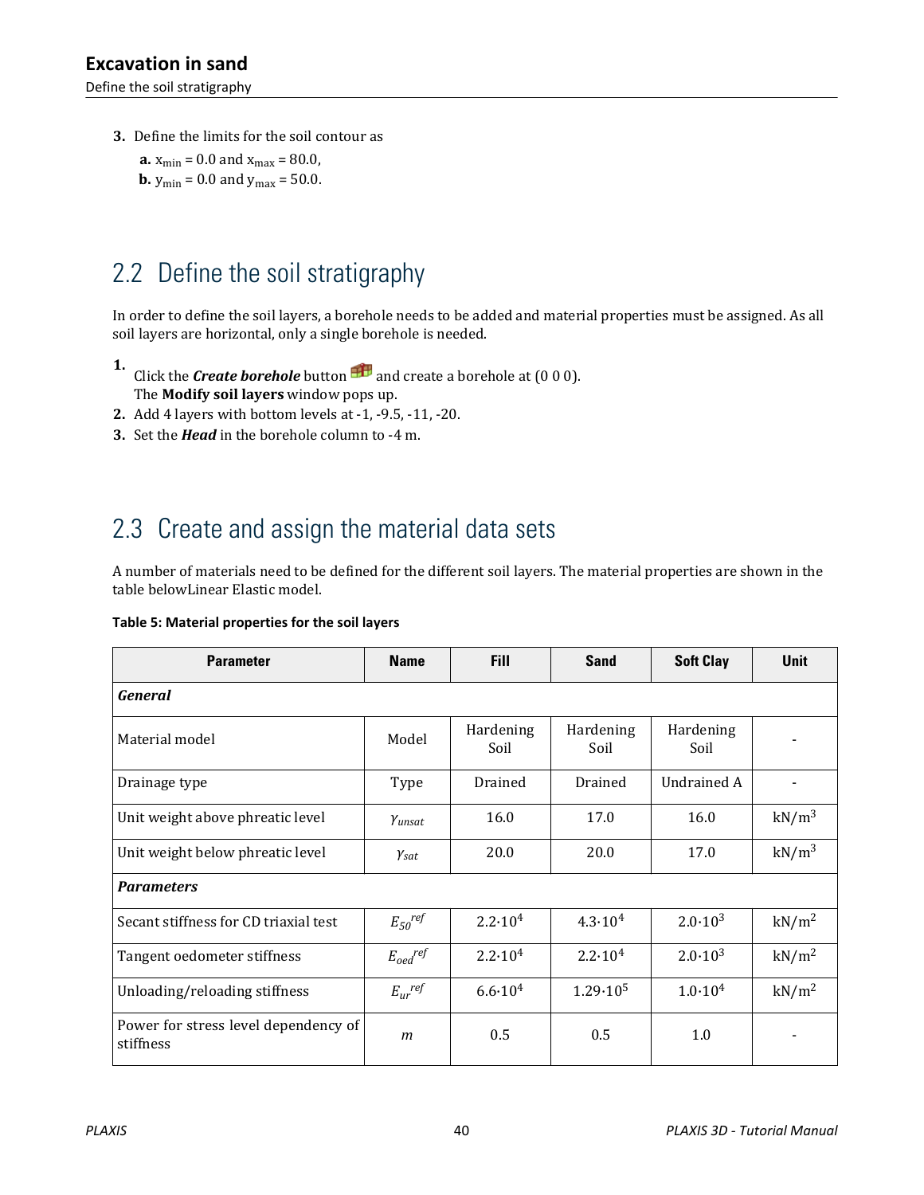3. Define the limits for the soil contour as
   a. $x_{min}$ = 0.0 and $x_{max}$ = 80.0,
   b. $y_{min}$ = 0.0 and $y_{max}$ = 50.0.

## 2.2 Define the soil stratigraphy

In order to define the soil layers, a borehole needs to be added and material properties must be assigned. As all soil layers are horizontal, only a single borehole is needed.

1. Click the ***Create borehole*** button and create a borehole at (0 0 0).
   The **Modify soil layers** window pops up.
2. Add 4 layers with bottom levels at -1, -9.5, -11, -20.
3. Set the ***Head*** in the borehole column to -4 m.

## 2.3 Create and assign the material data sets

A number of materials need to be defined for the different soil layers. The material properties are shown in the table belowLinear Elastic model.

**Table 5: Material properties for the soil layers**

| Parameter | Name | Fill | Sand | Soft Clay | Unit |
|---|---|---|---|---|---|
| ***General*** | | | | | |
| Material model | Model | Hardening Soil | Hardening Soil | Hardening Soil | - |
| Drainage type | Type | Drained | Drained | Undrained A | - |
| Unit weight above phreatic level | $\gamma_{unsat}$ | 16.0 | 17.0 | 16.0 | $kN/m^3$ |
| Unit weight below phreatic level | $\gamma_{sat}$ | 20.0 | 20.0 | 17.0 | $kN/m^3$ |
| ***Parameters*** | | | | | |
| Secant stiffness for CD triaxial test | $E_{50}^{ref}$ | $2.2 \cdot 10^4$ | $4.3 \cdot 10^4$ | $2.0 \cdot 10^3$ | $kN/m^2$ |
| Tangent oedometer stiffness | $E_{oed}^{ref}$ | $2.2 \cdot 10^4$ | $2.2 \cdot 10^4$ | $2.0 \cdot 10^3$ | $kN/m^2$ |
| Unloading/reloading stiffness | $E_{ur}^{ref}$ | $6.6 \cdot 10^4$ | $1.29 \cdot 10^5$ | $1.0 \cdot 10^4$ | $kN/m^2$ |
| Power for stress level dependency of stiffness | $m$ | 0.5 | 0.5 | 1.0 | - |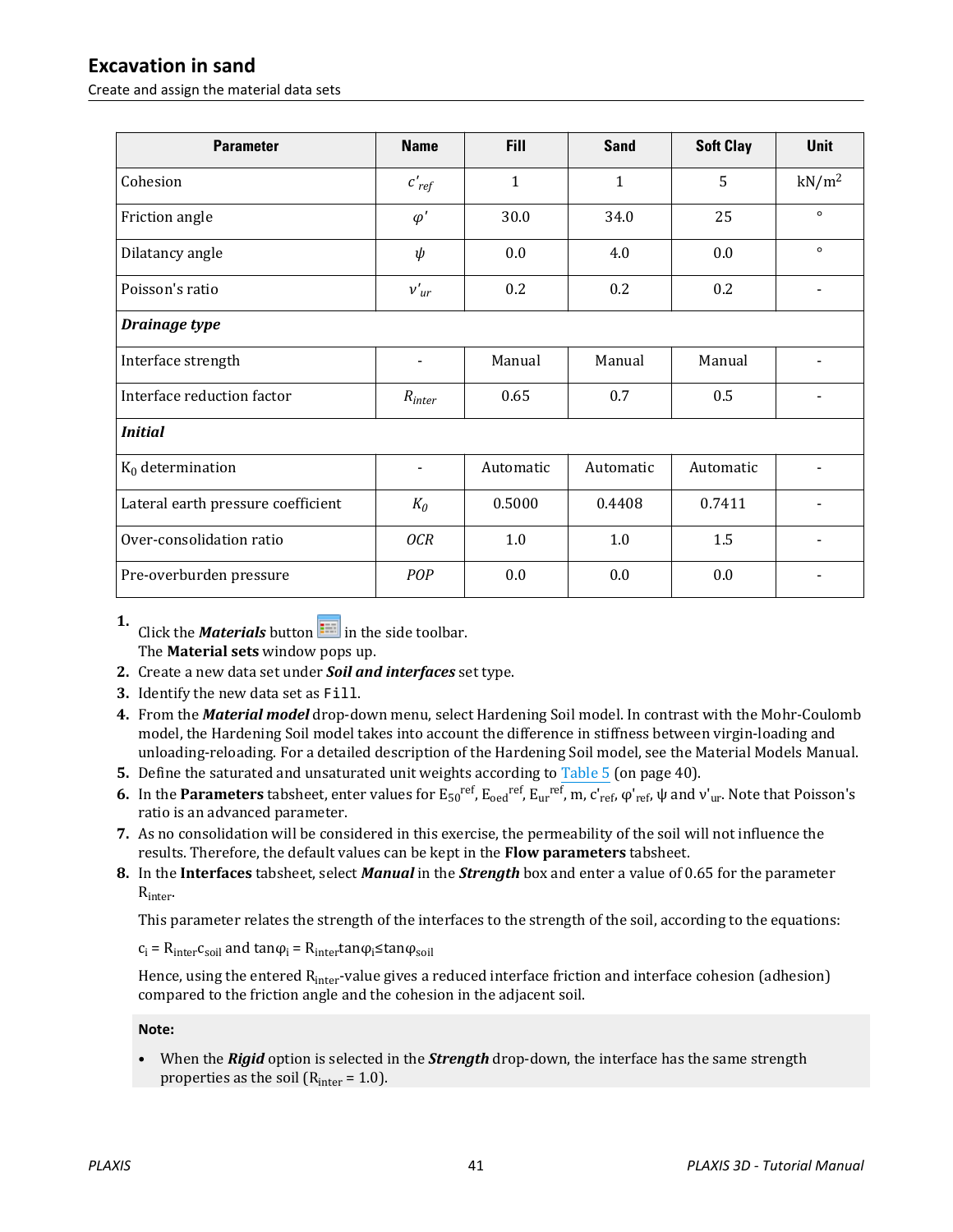| Parameter | Name | Fill | Sand | Soft Clay | Unit |
|---|---|---|---|---|---|
| Cohesion | $c'_{ref}$ | 1 | 1 | 5 | $kN/m^2$ |
| Friction angle | $\varphi'$ | 30.0 | 34.0 | 25 | ° |
| Dilatancy angle | $\psi$ | 0.0 | 4.0 | 0.0 | ° |
| Poisson's ratio | $\nu'_{ur}$ | 0.2 | 0.2 | 0.2 | - |
| ***Drainage type*** | | | | | |
| Interface strength | - | Manual | Manual | Manual | - |
| Interface reduction factor | $R_{inter}$ | 0.65 | 0.7 | 0.5 | - |
| ***Initial*** | | | | | |
| $K_0$ determination | - | Automatic | Automatic | Automatic | - |
| Lateral earth pressure coefficient | $K_0$ | 0.5000 | 0.4408 | 0.7411 | - |
| Over-consolidation ratio | $OCR$ | 1.0 | 1.0 | 1.5 | - |
| Pre-overburden pressure | $POP$ | 0.0 | 0.0 | 0.0 | - |

1. Click the ***Materials*** button in the side toolbar.
   The **Material sets** window pops up.
2. Create a new data set under ***Soil and interfaces*** set type.
3. Identify the new data set as `Fill`.
4. From the ***Material model*** drop-down menu, select Hardening Soil model. In contrast with the Mohr-Coulomb model, the Hardening Soil model takes into account the difference in stiffness between virgin-loading and unloading-reloading. For a detailed description of the Hardening Soil model, see the Material Models Manual.
5. Define the saturated and unsaturated unit weights according to Table 5 (on page 40).
6. In the **Parameters** tabsheet, enter values for $E_{50}^{ref}$, $E_{oed}^{ref}$, $E_{ur}^{ref}$, m, $c'_{ref}$, $\varphi'_{ref}$, $\psi$ and $\nu'_{ur}$. Note that Poisson's ratio is an advanced parameter.
7. As no consolidation will be considered in this exercise, the permeability of the soil will not influence the results. Therefore, the default values can be kept in the **Flow parameters** tabsheet.
8. In the **Interfaces** tabsheet, select ***Manual*** in the ***Strength*** box and enter a value of 0.65 for the parameter $R_{inter}$.

   This parameter relates the strength of the interfaces to the strength of the soil, according to the equations:

   $c_i = R_{inter} c_{soil}$ and $\tan\varphi_i = R_{inter} \tan\varphi_i \leq \tan\varphi_{soil}$

   Hence, using the entered $R_{inter}$-value gives a reduced interface friction and interface cohesion (adhesion) compared to the friction angle and the cohesion in the adjacent soil.

**Note:**

- When the ***Rigid*** option is selected in the ***Strength*** drop-down, the interface has the same strength properties as the soil ($R_{inter} = 1.0$).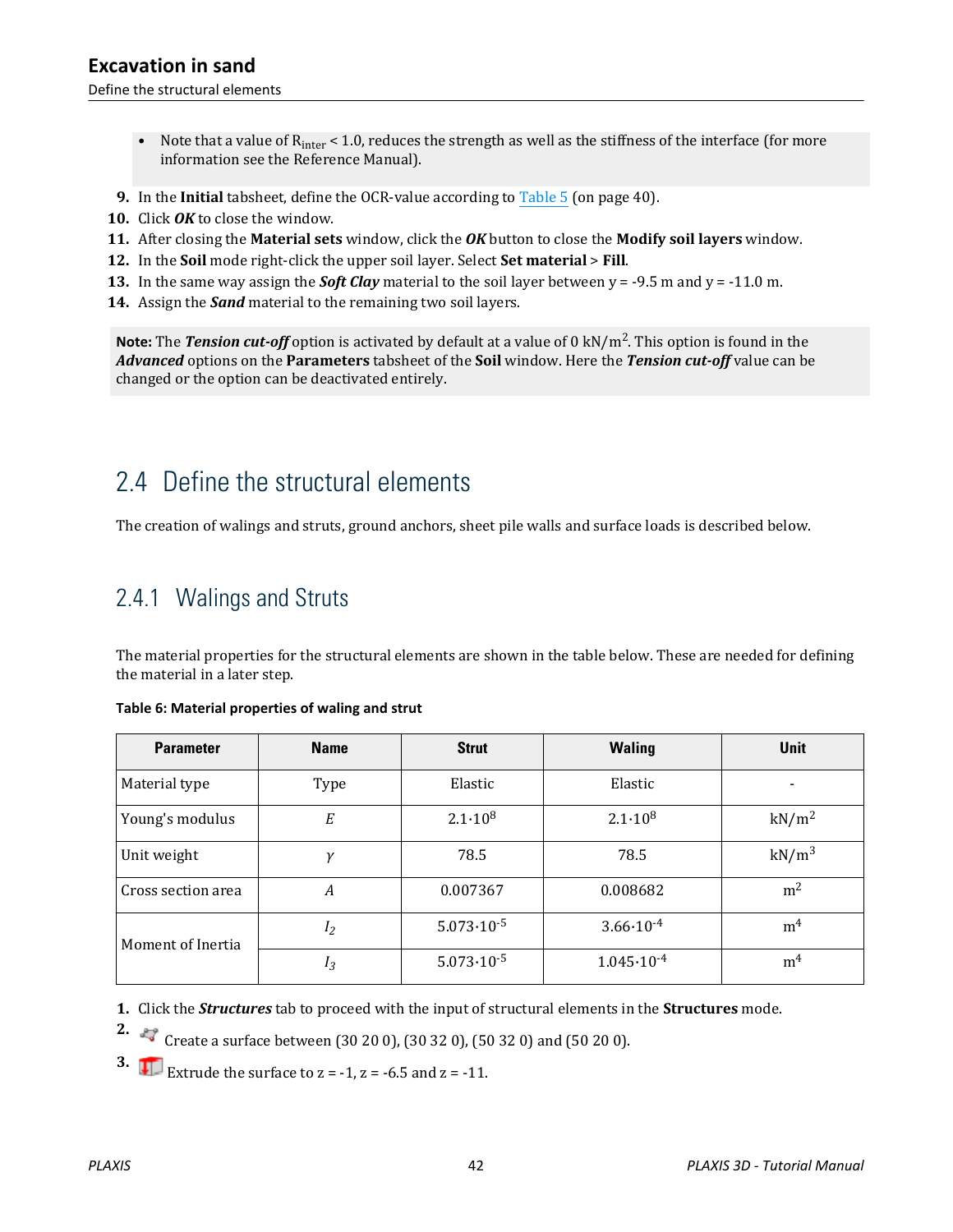- Note that a value of $R_{inter}$ < 1.0, reduces the strength as well as the stiffness of the interface (for more information see the Reference Manual).

9. In the **Initial** tabsheet, define the OCR-value according to Table 5 (on page 40).
10. Click ***OK*** to close the window.
11. After closing the **Material sets** window, click the ***OK*** button to close the **Modify soil layers** window.
12. In the **Soil** mode right-click the upper soil layer. Select **Set material** > **Fill**.
13. In the same way assign the ***Soft Clay*** material to the soil layer between y = -9.5 m and y = -11.0 m.
14. Assign the ***Sand*** material to the remaining two soil layers.

**Note:** The ***Tension cut-off*** option is activated by default at a value of 0 kN/m$^2$. This option is found in the ***Advanced*** options on the **Parameters** tabsheet of the **Soil** window. Here the ***Tension cut-off*** value can be changed or the option can be deactivated entirely.

## 2.4 Define the structural elements

The creation of walings and struts, ground anchors, sheet pile walls and surface loads is described below.

### 2.4.1 Walings and Struts

The material properties for the structural elements are shown in the table below. These are needed for defining the material in a later step.

**Table 6: Material properties of waling and strut**

| Parameter | Name | Strut | Waling | Unit |
|---|---|---|---|---|
| Material type | Type | Elastic | Elastic | - |
| Young's modulus | $E$ | $2.1 \cdot 10^8$ | $2.1 \cdot 10^8$ | kN/m$^2$ |
| Unit weight | $\gamma$ | 78.5 | 78.5 | kN/m$^3$ |
| Cross section area | $A$ | 0.007367 | 0.008682 | m$^2$ |
| Moment of Inertia | $I_2$ | $5.073 \cdot 10^{-5}$ | $3.66 \cdot 10^{-4}$ | m$^4$ |
| | $I_3$ | $5.073 \cdot 10^{-5}$ | $1.045 \cdot 10^{-4}$ | m$^4$ |

1. Click the ***Structures*** tab to proceed with the input of structural elements in the **Structures** mode.
2. Create a surface between (30 20 0), (30 32 0), (50 32 0) and (50 20 0).
3. Extrude the surface to z = -1, z = -6.5 and z = -11.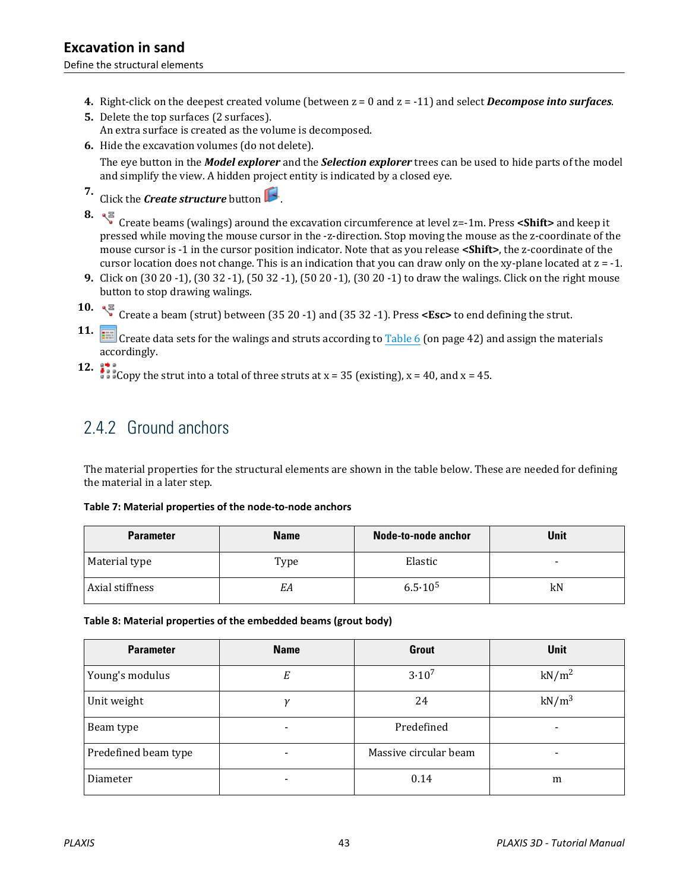4. Right-click on the deepest created volume (between z = 0 and z = -11) and select ***Decompose into surfaces***.
5. Delete the top surfaces (2 surfaces).
   An extra surface is created as the volume is decomposed.
6. Hide the excavation volumes (do not delete).
   The eye button in the ***Model explorer*** and the ***Selection explorer*** trees can be used to hide parts of the model and simplify the view. A hidden project entity is indicated by a closed eye.
7. Click the ***Create structure*** button .
8. Create beams (walings) around the excavation circumference at level z=-1m. Press **<Shift>** and keep it pressed while moving the mouse cursor in the -z-direction. Stop moving the mouse as the z-coordinate of the mouse cursor is -1 in the cursor position indicator. Note that as you release **<Shift>**, the z-coordinate of the cursor location does not change. This is an indication that you can draw only on the xy-plane located at z = -1.
9. Click on (30 20 -1), (30 32 -1), (50 32 -1), (50 20 -1), (30 20 -1) to draw the walings. Click on the right mouse button to stop drawing walings.
10. Create a beam (strut) between (35 20 -1) and (35 32 -1). Press **<Esc>** to end defining the strut.
11. Create data sets for the walings and struts according to Table 6 (on page 42) and assign the materials accordingly.
12. Copy the strut into a total of three struts at x = 35 (existing), x = 40, and x = 45.

## 2.4.2 Ground anchors

The material properties for the structural elements are shown in the table below. These are needed for defining the material in a later step.

**Table 7: Material properties of the node-to-node anchors**

| Parameter | Name | Node-to-node anchor | Unit |
|---|---|---|---|
| Material type | Type | Elastic | - |
| Axial stiffness | *EA* | $6.5 \cdot 10^5$ | kN |

**Table 8: Material properties of the embedded beams (grout body)**

| Parameter | Name | Grout | Unit |
|---|---|---|---|
| Young's modulus | *E* | $3 \cdot 10^7$ | $kN/m^2$ |
| Unit weight | $\gamma$ | 24 | $kN/m^3$ |
| Beam type | - | Predefined | - |
| Predefined beam type | - | Massive circular beam | - |
| Diameter | - | 0.14 | m |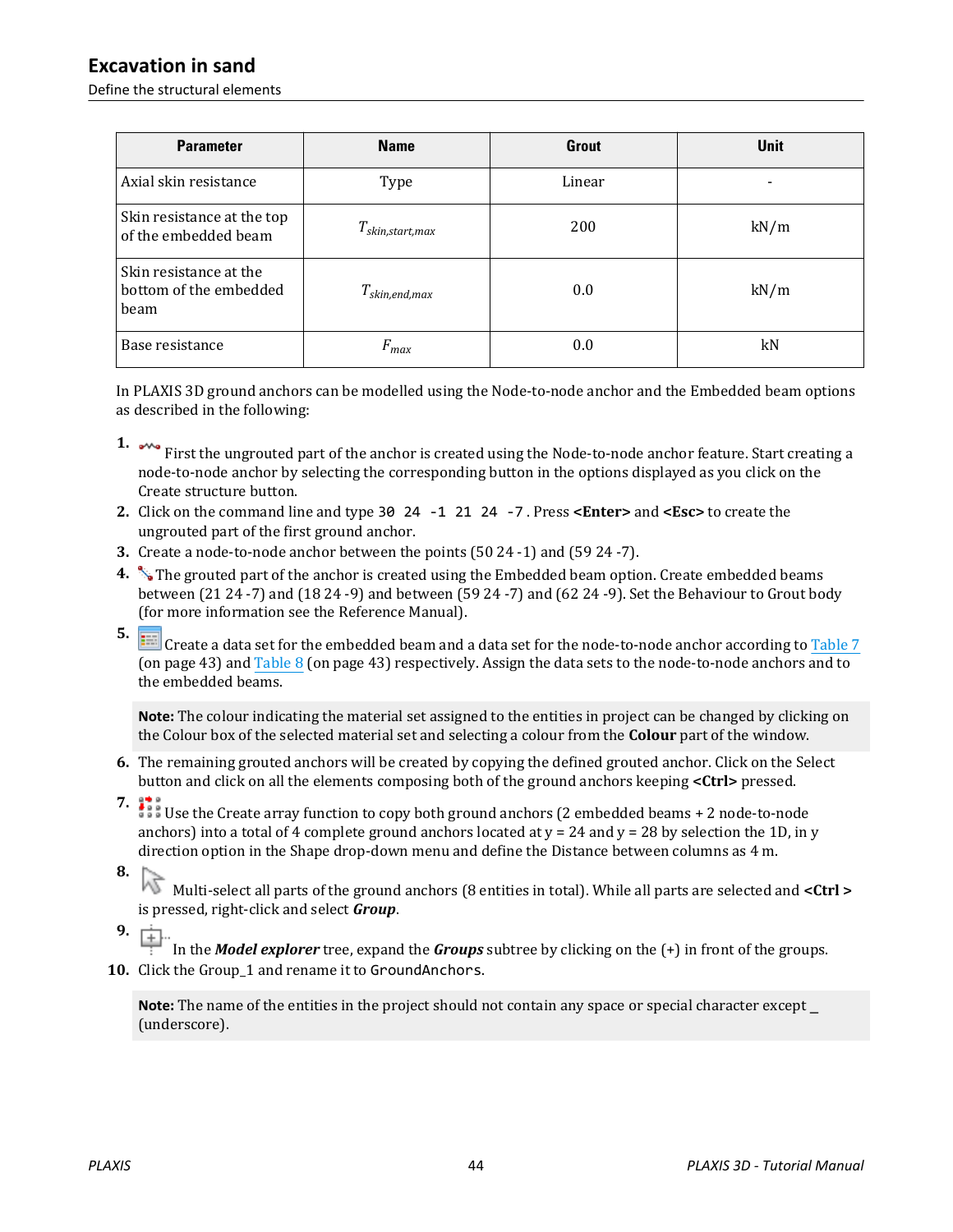| Parameter | Name | Grout | Unit |
| --- | --- | --- | --- |
| Axial skin resistance | Type | Linear | - |
| Skin resistance at the top of the embedded beam | $T_{skin,start,max}$ | 200 | kN/m |
| Skin resistance at the bottom of the embedded beam | $T_{skin,end,max}$ | 0.0 | kN/m |
| Base resistance | $F_{max}$ | 0.0 | kN |

In PLAXIS 3D ground anchors can be modelled using the Node-to-node anchor and the Embedded beam options as described in the following:

1. First the ungrouted part of the anchor is created using the Node-to-node anchor feature. Start creating a node-to-node anchor by selecting the corresponding button in the options displayed as you click on the Create structure button.
2. Click on the command line and type `30 24 -1 21 24 -7`. Press **<Enter>** and **<Esc>** to create the ungrouted part of the first ground anchor.
3. Create a node-to-node anchor between the points (50 24 -1) and (59 24 -7).
4. The grouted part of the anchor is created using the Embedded beam option. Create embedded beams between (21 24 -7) and (18 24 -9) and between (59 24 -7) and (62 24 -9). Set the Behaviour to Grout body (for more information see the Reference Manual).
5. Create a data set for the embedded beam and a data set for the node-to-node anchor according to Table 7 (on page 43) and Table 8 (on page 43) respectively. Assign the data sets to the node-to-node anchors and to the embedded beams.

**Note:** The colour indicating the material set assigned to the entities in project can be changed by clicking on the Colour box of the selected material set and selecting a colour from the **Colour** part of the window.

6. The remaining grouted anchors will be created by copying the defined grouted anchor. Click on the Select button and click on all the elements composing both of the ground anchors keeping **<Ctrl>** pressed.
7. Use the Create array function to copy both ground anchors (2 embedded beams + 2 node-to-node anchors) into a total of 4 complete ground anchors located at y = 24 and y = 28 by selection the 1D, in y direction option in the Shape drop-down menu and define the Distance between columns as 4 m.
8. Multi-select all parts of the ground anchors (8 entities in total). While all parts are selected and **<Ctrl >** is pressed, right-click and select ***Group***.
9. In the ***Model explorer*** tree, expand the ***Groups*** subtree by clicking on the (+) in front of the groups.
10. Click the Group_1 and rename it to `GroundAnchors`.

**Note:** The name of the entities in the project should not contain any space or special character except _ (underscore).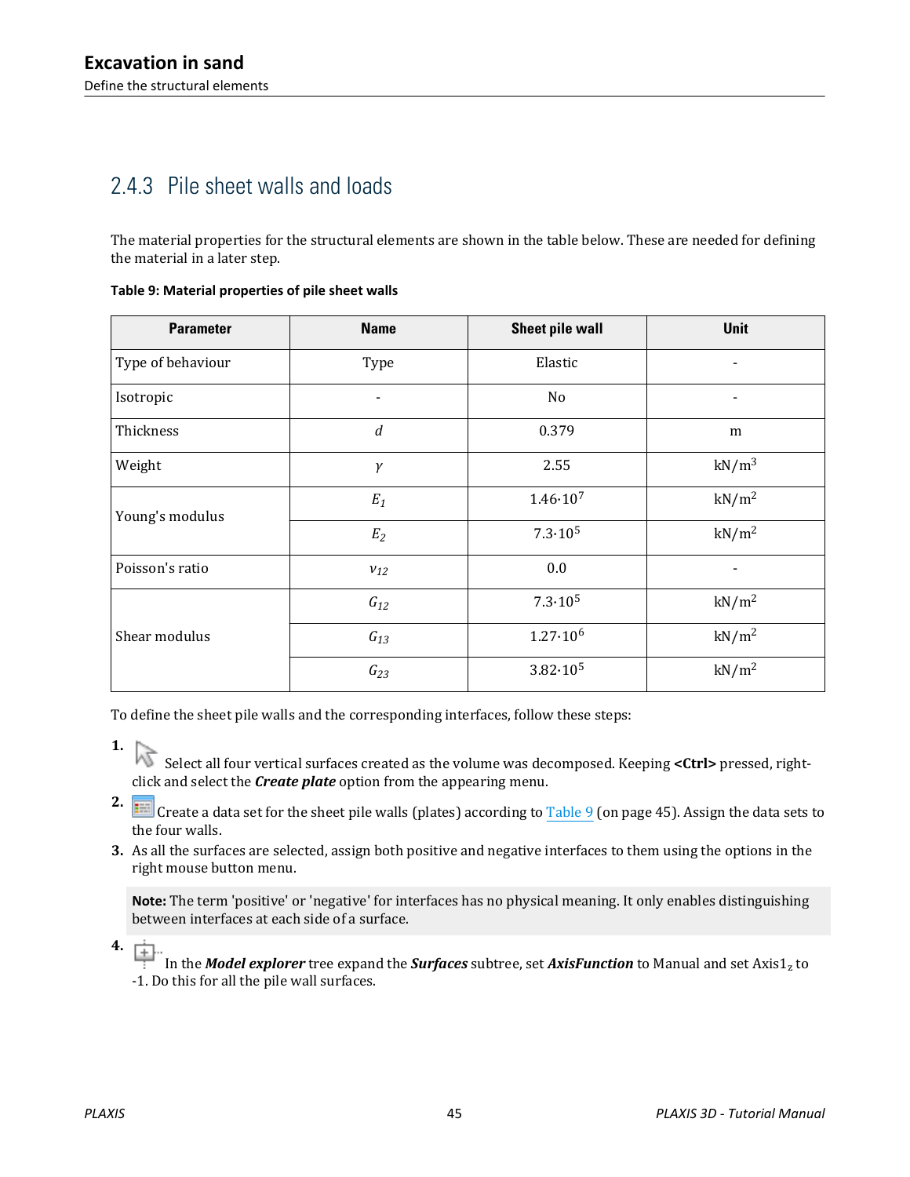## 2.4.3 Pile sheet walls and loads

The material properties for the structural elements are shown in the table below. These are needed for defining the material in a later step.

**Table 9: Material properties of pile sheet walls**

| Parameter | Name | Sheet pile wall | Unit |
|---|---|---|---|
| Type of behaviour | Type | Elastic | - |
| Isotropic | - | No | - |
| Thickness | $d$ | 0.379 | m |
| Weight | $\gamma$ | 2.55 | $kN/m^3$ |
| Young's modulus | $E_1$ | $1.46 \cdot 10^7$ | $kN/m^2$ |
| | $E_2$ | $7.3 \cdot 10^5$ | $kN/m^2$ |
| Poisson's ratio | $\nu_{12}$ | 0.0 | - |
| Shear modulus | $G_{12}$ | $7.3 \cdot 10^5$ | $kN/m^2$ |
| | $G_{13}$ | $1.27 \cdot 10^6$ | $kN/m^2$ |
| | $G_{23}$ | $3.82 \cdot 10^5$ | $kN/m^2$ |

To define the sheet pile walls and the corresponding interfaces, follow these steps:

1. Select all four vertical surfaces created as the volume was decomposed. Keeping **<Ctrl>** pressed, right-click and select the ***Create plate*** option from the appearing menu.
2. Create a data set for the sheet pile walls (plates) according to Table 9 (on page 45). Assign the data sets to the four walls.
3. As all the surfaces are selected, assign both positive and negative interfaces to them using the options in the right mouse button menu.

> **Note:** The term 'positive' or 'negative' for interfaces has no physical meaning. It only enables distinguishing between interfaces at each side of a surface.

4. In the ***Model explorer*** tree expand the ***Surfaces*** subtree, set ***AxisFunction*** to Manual and set $Axis1_z$ to -1. Do this for all the pile wall surfaces.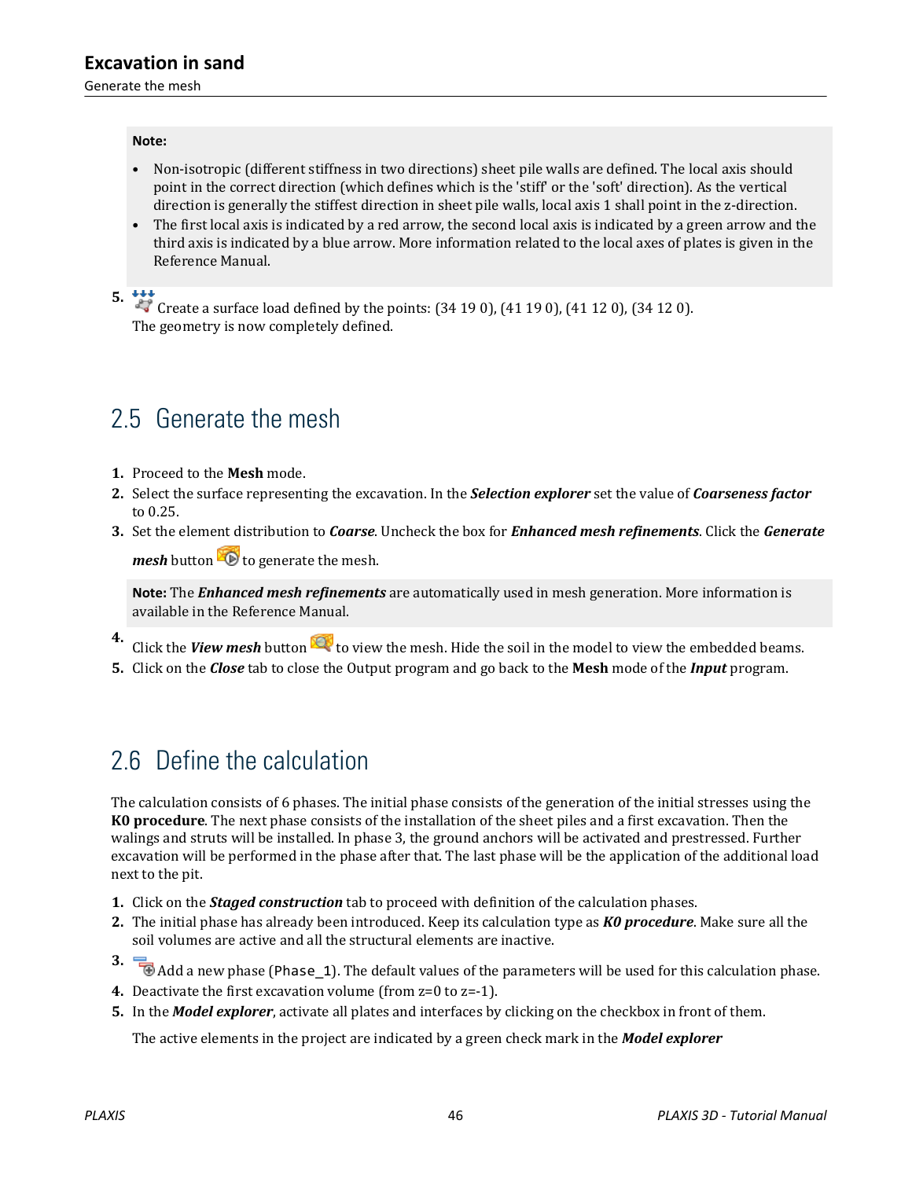**Note:**

- Non-isotropic (different stiffness in two directions) sheet pile walls are defined. The local axis should point in the correct direction (which defines which is the 'stiff' or the 'soft' direction). As the vertical direction is generally the stiffest direction in sheet pile walls, local axis 1 shall point in the z-direction.
- The first local axis is indicated by a red arrow, the second local axis is indicated by a green arrow and the third axis is indicated by a blue arrow. More information related to the local axes of plates is given in the Reference Manual.

5. Create a surface load defined by the points: (34 19 0), (41 19 0), (41 12 0), (34 12 0).
   The geometry is now completely defined.

## 2.5 Generate the mesh

1. Proceed to the **Mesh** mode.
2. Select the surface representing the excavation. In the ***Selection explorer*** set the value of ***Coarseness factor*** to 0.25.
3. Set the element distribution to ***Coarse***. Uncheck the box for ***Enhanced mesh refinements***. Click the ***Generate mesh*** button to generate the mesh.

**Note:** The ***Enhanced mesh refinements*** are automatically used in mesh generation. More information is available in the Reference Manual.

4. Click the ***View mesh*** button to view the mesh. Hide the soil in the model to view the embedded beams.
5. Click on the ***Close*** tab to close the Output program and go back to the **Mesh** mode of the ***Input*** program.

## 2.6 Define the calculation

The calculation consists of 6 phases. The initial phase consists of the generation of the initial stresses using the **K0 procedure**. The next phase consists of the installation of the sheet piles and a first excavation. Then the walings and struts will be installed. In phase 3, the ground anchors will be activated and prestressed. Further excavation will be performed in the phase after that. The last phase will be the application of the additional load next to the pit.

1. Click on the ***Staged construction*** tab to proceed with definition of the calculation phases.
2. The initial phase has already been introduced. Keep its calculation type as ***K0 procedure***. Make sure all the soil volumes are active and all the structural elements are inactive.
3. Add a new phase (`Phase_1`). The default values of the parameters will be used for this calculation phase.
4. Deactivate the first excavation volume (from z=0 to z=-1).
5. In the ***Model explorer***, activate all plates and interfaces by clicking on the checkbox in front of them.

   The active elements in the project are indicated by a green check mark in the ***Model explorer***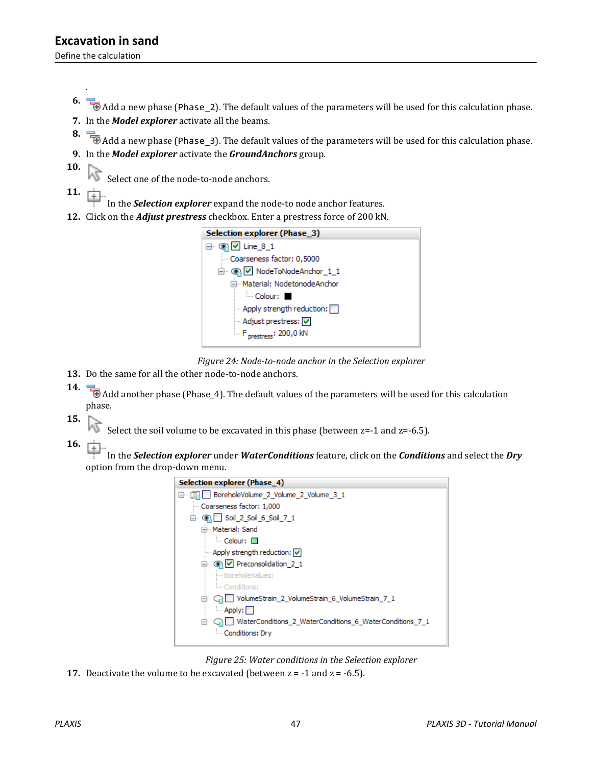.

6. Add a new phase (Phase_2). The default values of the parameters will be used for this calculation phase.
7. In the ***Model explorer*** activate all the beams.
8. Add a new phase (Phase_3). The default values of the parameters will be used for this calculation phase.
9. In the ***Model explorer*** activate the ***GroundAnchors*** group.
10. Select one of the node-to-node anchors.
11. In the ***Selection explorer*** expand the node-to node anchor features.
12. Click on the ***Adjust prestress*** checkbox. Enter a prestress force of 200 kN.

*Figure 24: Node-to-node anchor in the Selection explorer*

13. Do the same for all the other node-to-node anchors.
14. Add another phase (Phase_4). The default values of the parameters will be used for this calculation phase.
15. Select the soil volume to be excavated in this phase (between z=-1 and z=-6.5).
16. In the ***Selection explorer*** under ***WaterConditions*** feature, click on the ***Conditions*** and select the ***Dry*** option from the drop-down menu.

*Figure 25: Water conditions in the Selection explorer*

17. Deactivate the volume to be excavated (between z = -1 and z = -6.5).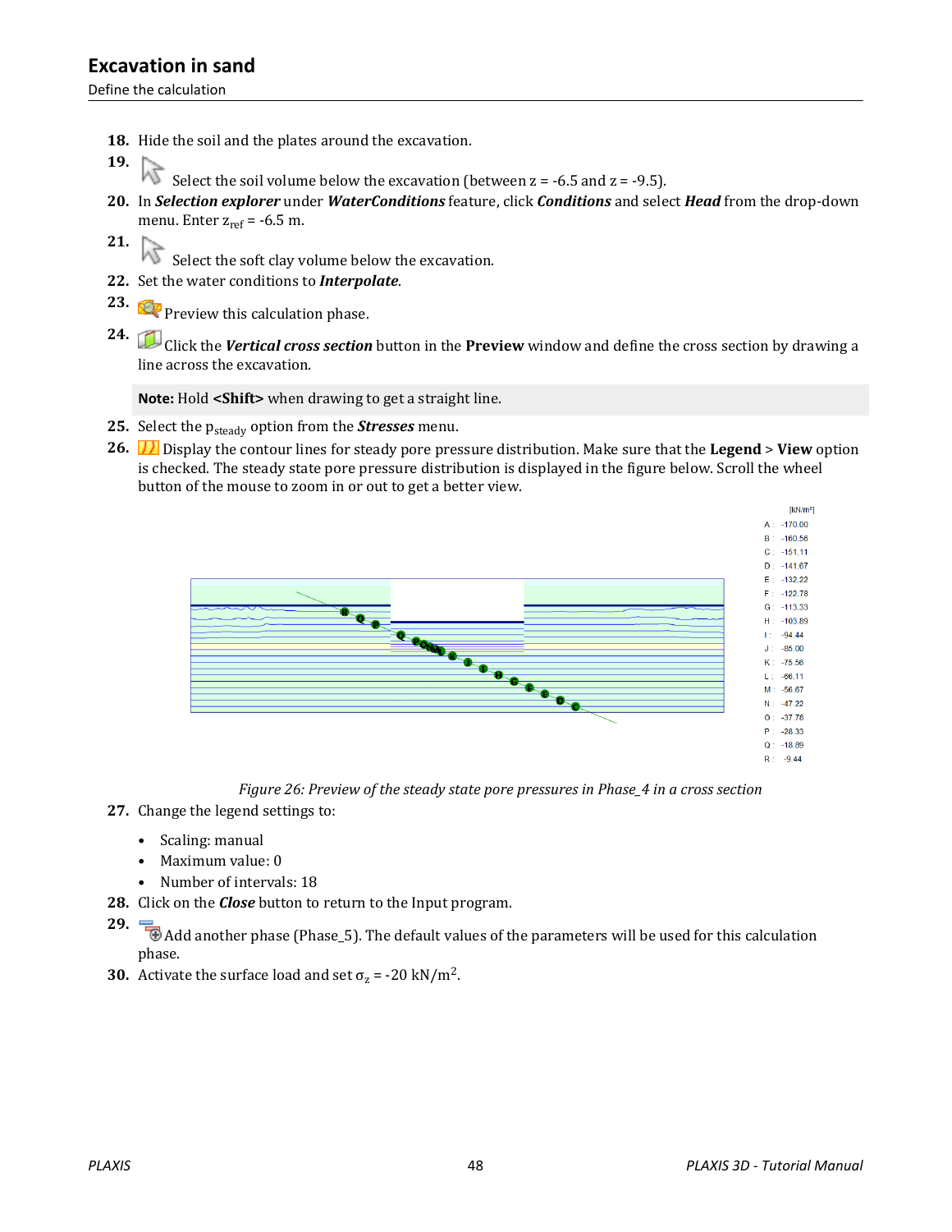## Excavation in sand

Define the calculation

18. Hide the soil and the plates around the excavation.
19. Select the soil volume below the excavation (between z = -6.5 and z = -9.5).
20. In ***Selection explorer*** under ***WaterConditions*** feature, click ***Conditions*** and select ***Head*** from the drop-down menu. Enter $z_{ref}$ = -6.5 m.
21. Select the soft clay volume below the excavation.
22. Set the water conditions to ***Interpolate***.
23. Preview this calculation phase.
24. Click the ***Vertical cross section*** button in the **Preview** window and define the cross section by drawing a line across the excavation.

**Note:** Hold **<Shift>** when drawing to get a straight line.

25. Select the $p_{steady}$ option from the ***Stresses*** menu.
26. Display the contour lines for steady pore pressure distribution. Make sure that the **Legend** > **View** option is checked. The steady state pore pressure distribution is displayed in the figure below. Scroll the wheel button of the mouse to zoom in or out to get a better view.

*Figure 26: Preview of the steady state pore pressures in Phase_4 in a cross section*

27. Change the legend settings to:
    - Scaling: manual
    - Maximum value: 0
    - Number of intervals: 18
28. Click on the ***Close*** button to return to the Input program.
29. Add another phase (Phase_5). The default values of the parameters will be used for this calculation phase.
30. Activate the surface load and set $\sigma_z$ = -20 kN/m$^2$.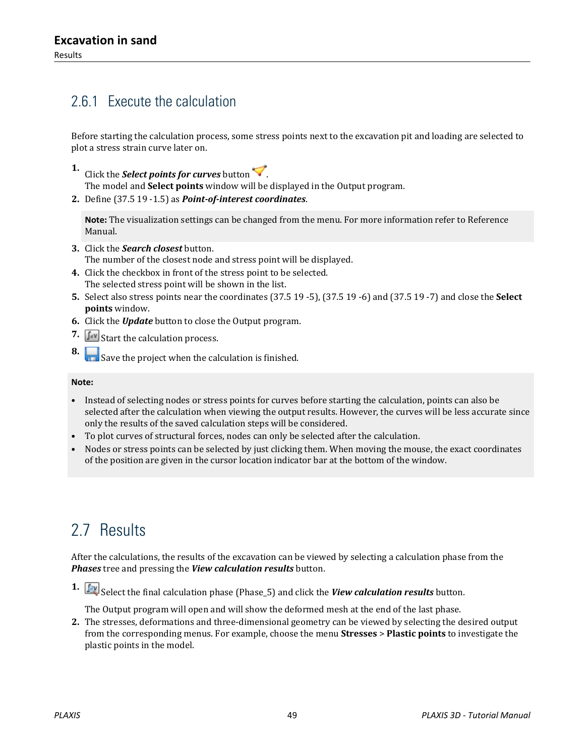## 2.6.1 Execute the calculation

Before starting the calculation process, some stress points next to the excavation pit and loading are selected to plot a stress strain curve later on.

1. Click the ***Select points for curves*** button.
   The model and **Select points** window will be displayed in the Output program.
2. Define (37.5 19 -1.5) as ***Point-of-interest coordinates***.

> **Note:** The visualization settings can be changed from the menu. For more information refer to Reference Manual.

3. Click the ***Search closest*** button.
   The number of the closest node and stress point will be displayed.
4. Click the checkbox in front of the stress point to be selected.
   The selected stress point will be shown in the list.
5. Select also stress points near the coordinates (37.5 19 -5), (37.5 19 -6) and (37.5 19 -7) and close the **Select points** window.
6. Click the ***Update*** button to close the Output program.
7. Start the calculation process.
8. Save the project when the calculation is finished.

> **Note:**
>
> - Instead of selecting nodes or stress points for curves before starting the calculation, points can also be selected after the calculation when viewing the output results. However, the curves will be less accurate since only the results of the saved calculation steps will be considered.
> - To plot curves of structural forces, nodes can only be selected after the calculation.
> - Nodes or stress points can be selected by just clicking them. When moving the mouse, the exact coordinates of the position are given in the cursor location indicator bar at the bottom of the window.

## 2.7 Results

After the calculations, the results of the excavation can be viewed by selecting a calculation phase from the ***Phases*** tree and pressing the ***View calculation results*** button.

1. Select the final calculation phase (Phase_5) and click the ***View calculation results*** button.

   The Output program will open and will show the deformed mesh at the end of the last phase.
2. The stresses, deformations and three-dimensional geometry can be viewed by selecting the desired output from the corresponding menus. For example, choose the menu **Stresses** > **Plastic points** to investigate the plastic points in the model.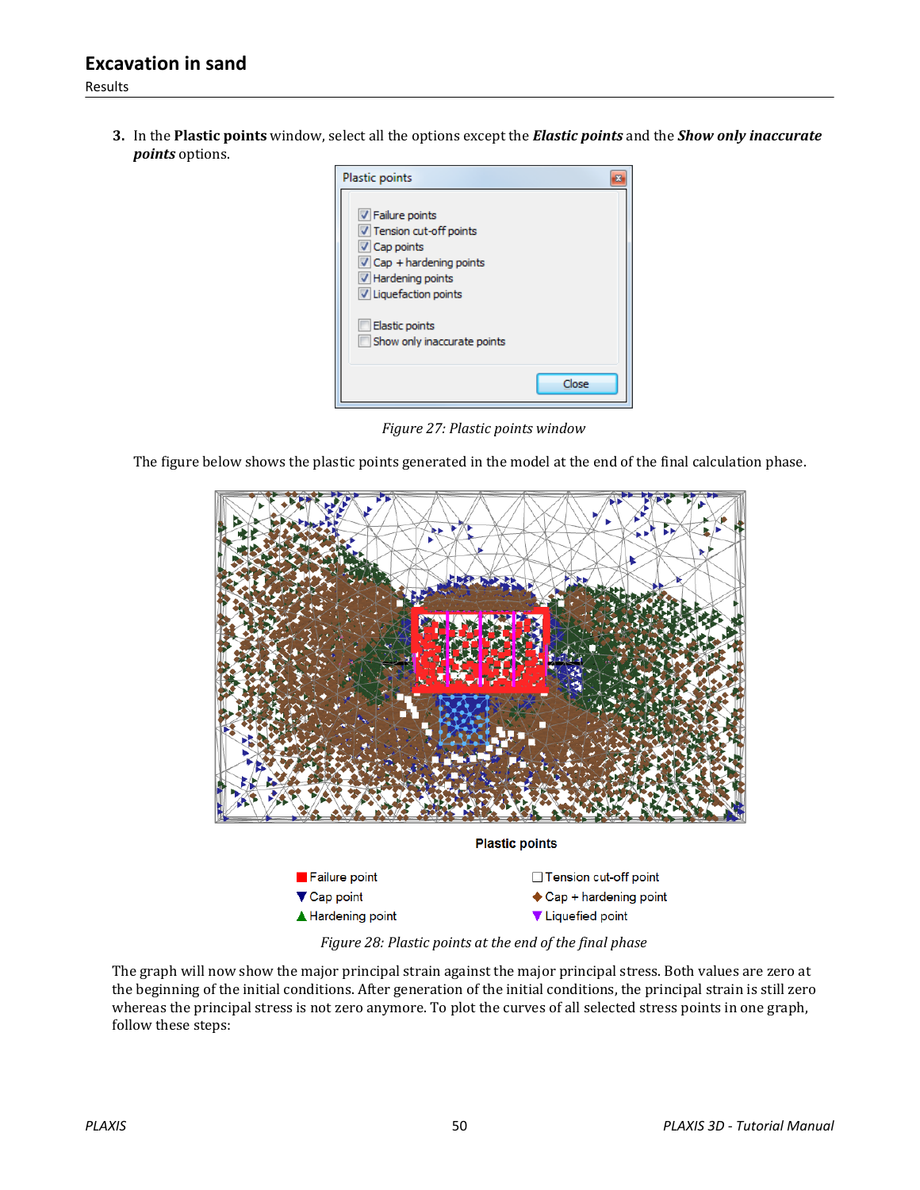3. In the **Plastic points** window, select all the options except the ***Elastic points*** and the ***Show only inaccurate points*** options.

Plastic points

- [x] Failure points
- [x] Tension cut-off points
- [x] Cap points
- [x] Cap + hardening points
- [x] Hardening points
- [x] Liquefaction points
- [ ] Elastic points
- [ ] Show only inaccurate points

Close

*Figure 27: Plastic points window*

The figure below shows the plastic points generated in the model at the end of the final calculation phase.

Plastic points

- Failure point
- Tension cut-off point
- Cap point
- Cap + hardening point
- Hardening point
- Liquefied point

*Figure 28: Plastic points at the end of the final phase*

The graph will now show the major principal strain against the major principal stress. Both values are zero at the beginning of the initial conditions. After generation of the initial conditions, the principal strain is still zero whereas the principal stress is not zero anymore. To plot the curves of all selected stress points in one graph, follow these steps: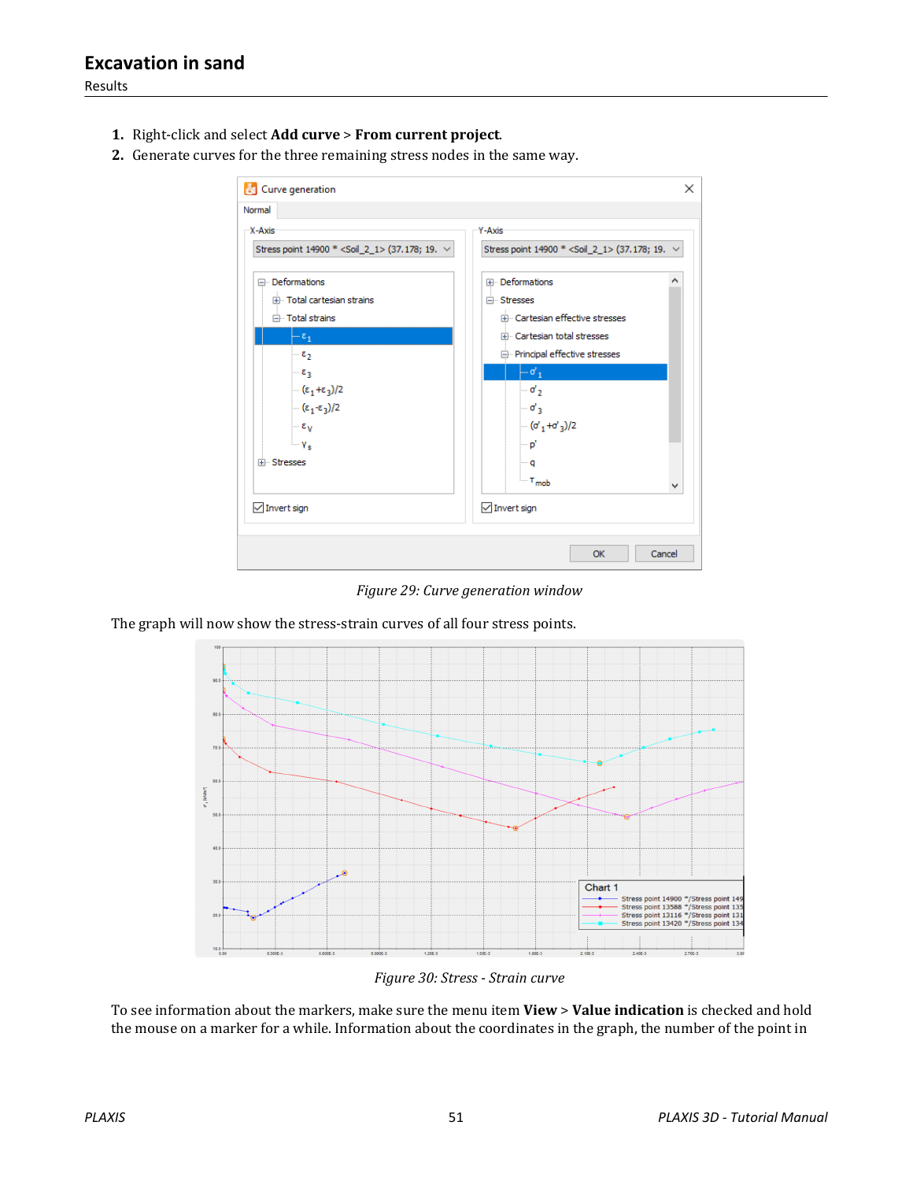1. Right-click and select **Add curve** > **From current project**.
2. Generate curves for the three remaining stress nodes in the same way.

*Figure 29: Curve generation window*

The graph will now show the stress-strain curves of all four stress points.

*Figure 30: Stress - Strain curve*

To see information about the markers, make sure the menu item **View** > **Value indication** is checked and hold the mouse on a marker for a while. Information about the coordinates in the graph, the number of the point in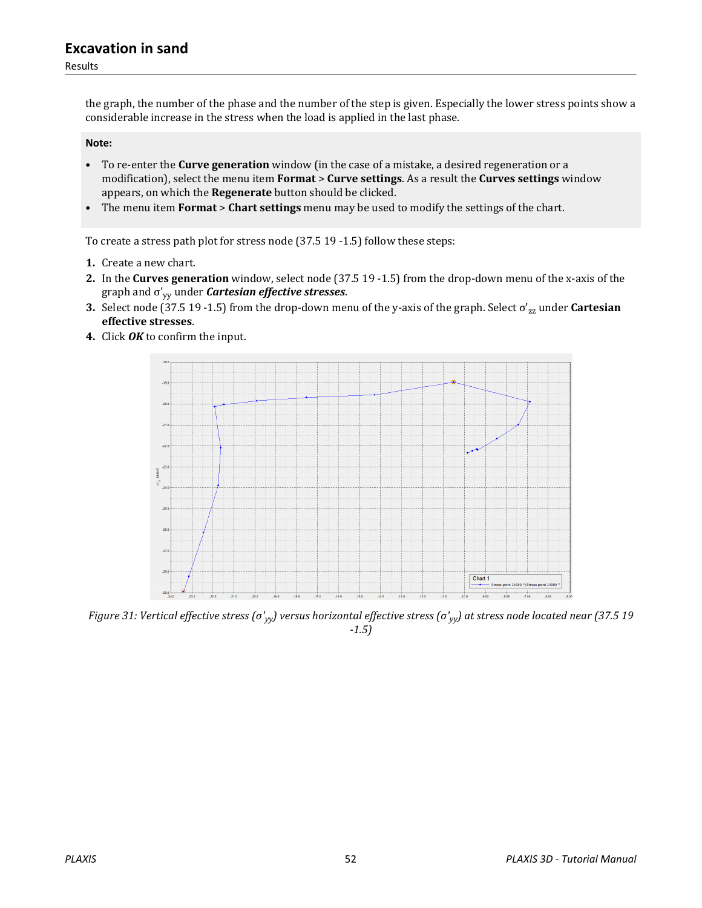the graph, the number of the phase and the number of the step is given. Especially the lower stress points show a considerable increase in the stress when the load is applied in the last phase.

**Note:**

- To re-enter the **Curve generation** window (in the case of a mistake, a desired regeneration or a modification), select the menu item **Format** > **Curve settings**. As a result the **Curves settings** window appears, on which the **Regenerate** button should be clicked.
- The menu item **Format** > **Chart settings** menu may be used to modify the settings of the chart.

To create a stress path plot for stress node (37.5 19 -1.5) follow these steps:

1. Create a new chart.
2. In the **Curves generation** window, select node (37.5 19 -1.5) from the drop-down menu of the x-axis of the graph and $\sigma'_{yy}$ under ***Cartesian effective stresses***.
3. Select node (37.5 19 -1.5) from the drop-down menu of the y-axis of the graph. Select $\sigma'_{zz}$ under **Cartesian effective stresses**.
4. Click ***OK*** to confirm the input.

Chart 1

Stress point 14900 */Stress point 14900 *

*Figure 31: Vertical effective stress ($\sigma'_{yy}$) versus horizontal effective stress ($\sigma'_{yy}$) at stress node located near (37.5 19 -1.5)*